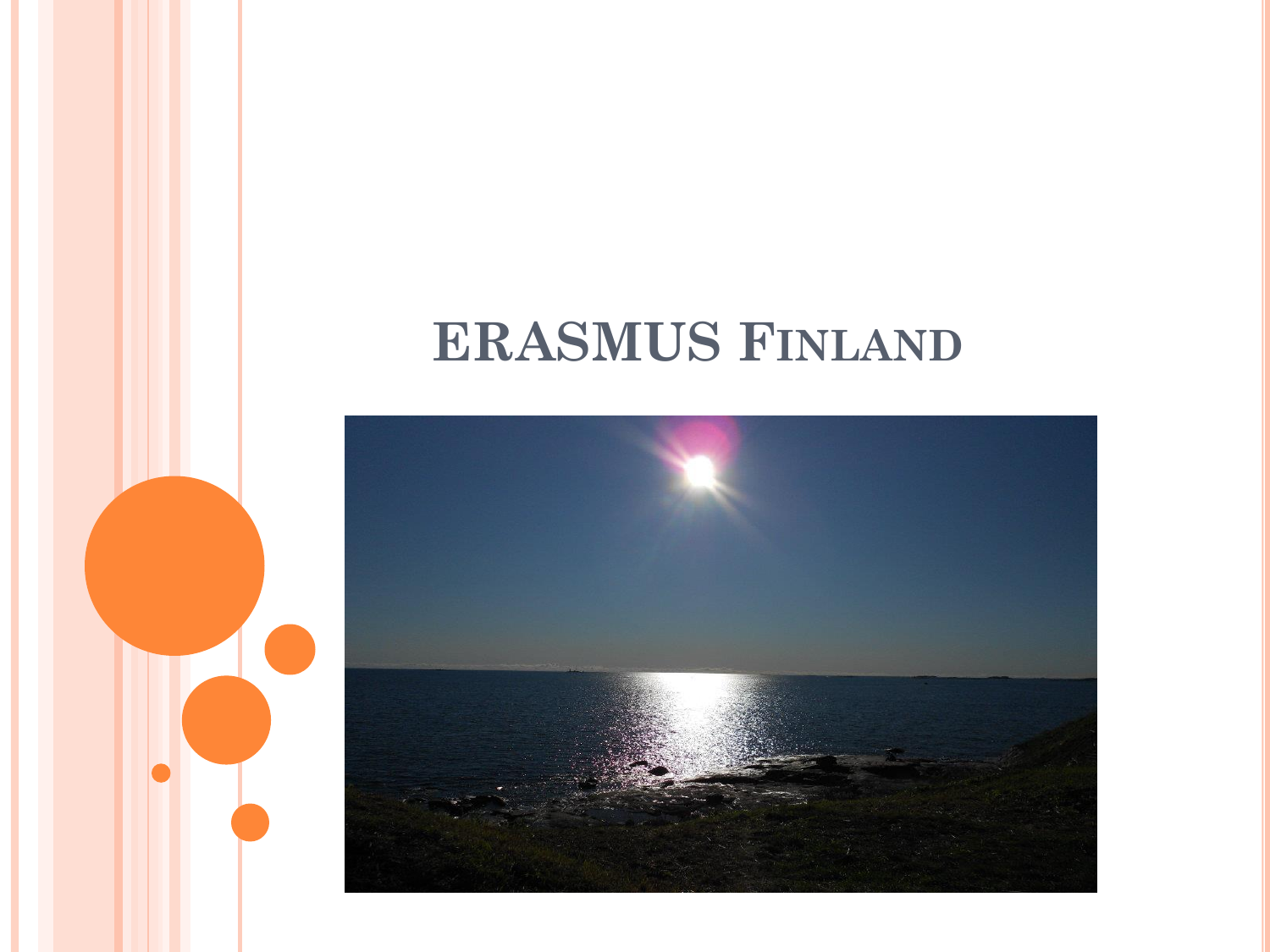# ERASMUS Finland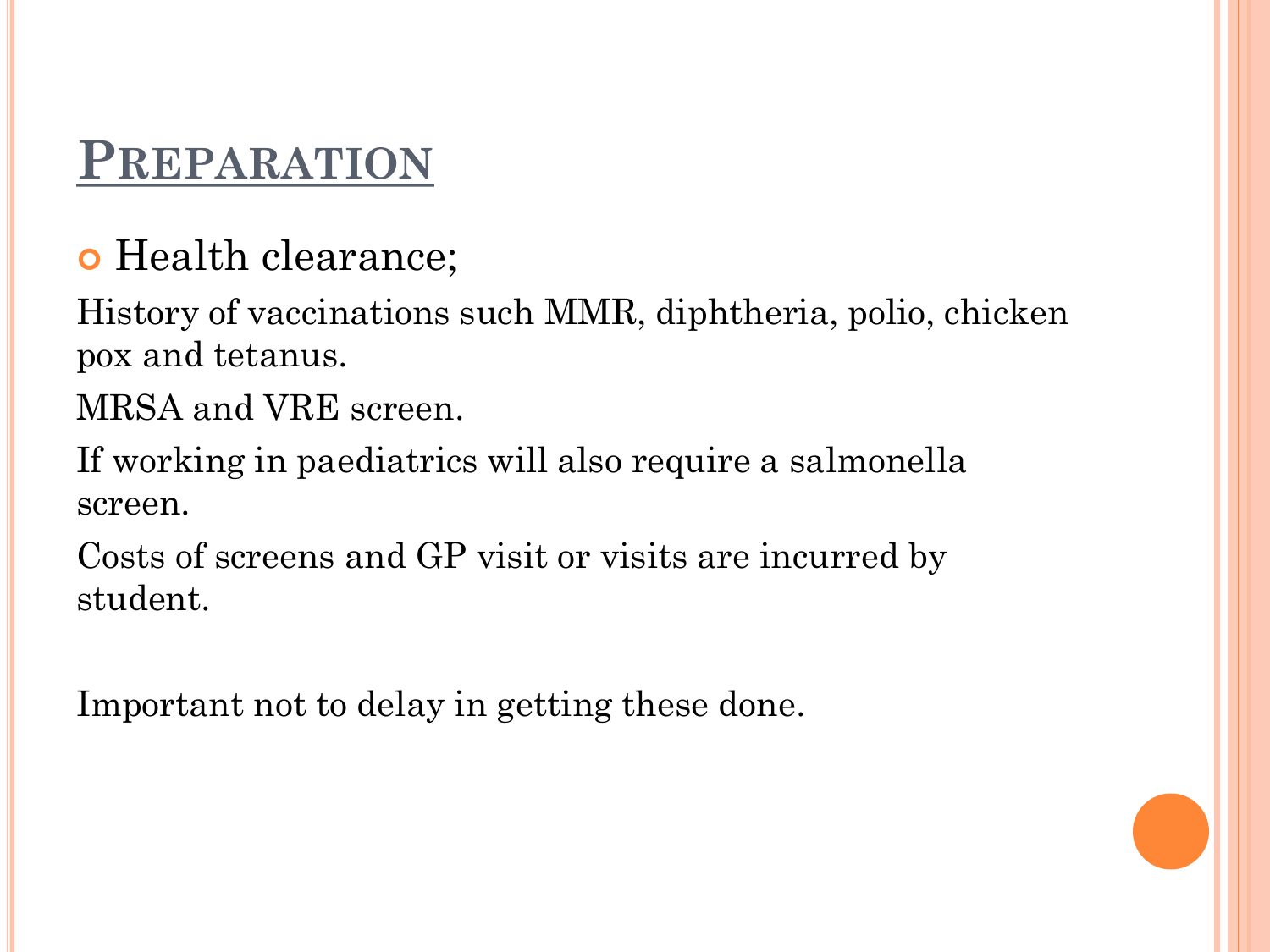# Preparation

- Health clearance;

History of vaccinations such MMR, diphtheria, polio, chicken pox and tetanus.

MRSA and VRE screen.

If working in paediatrics will also require a salmonella screen.

Costs of screens and GP visit or visits are incurred by student.

Important not to delay in getting these done.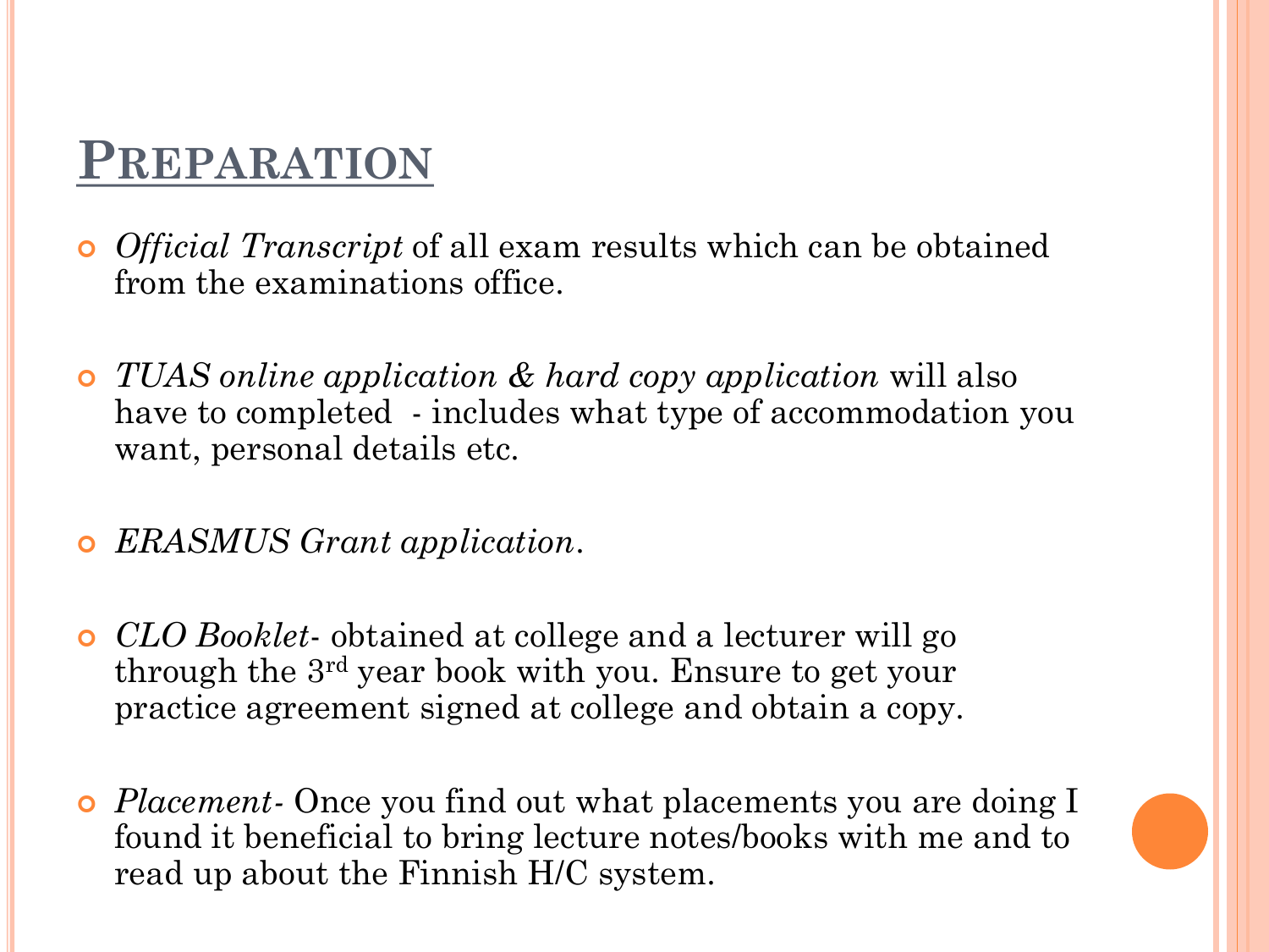# Preparation

- *Official Transcript* of all exam results which can be obtained from the examinations office.
- *TUAS online application & hard copy application* will also have to completed - includes what type of accommodation you want, personal details etc.
- *ERASMUS Grant application*.
- *CLO Booklet*- obtained at college and a lecturer will go through the 3rd year book with you. Ensure to get your practice agreement signed at college and obtain a copy.
- *Placement*- Once you find out what placements you are doing I found it beneficial to bring lecture notes/books with me and to read up about the Finnish H/C system.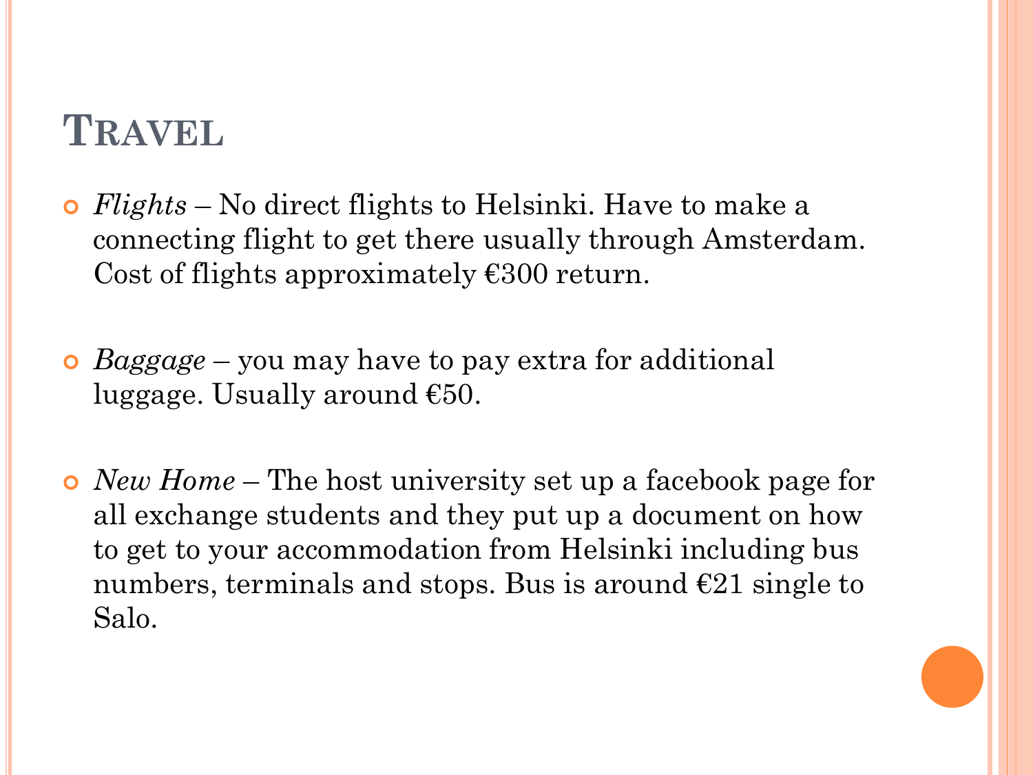# Travel

- *Flights* – No direct flights to Helsinki. Have to make a connecting flight to get there usually through Amsterdam. Cost of flights approximately €300 return.

- *Baggage* – you may have to pay extra for additional luggage. Usually around €50.

- *New Home* – The host university set up a facebook page for all exchange students and they put up a document on how to get to your accommodation from Helsinki including bus numbers, terminals and stops. Bus is around €21 single to Salo.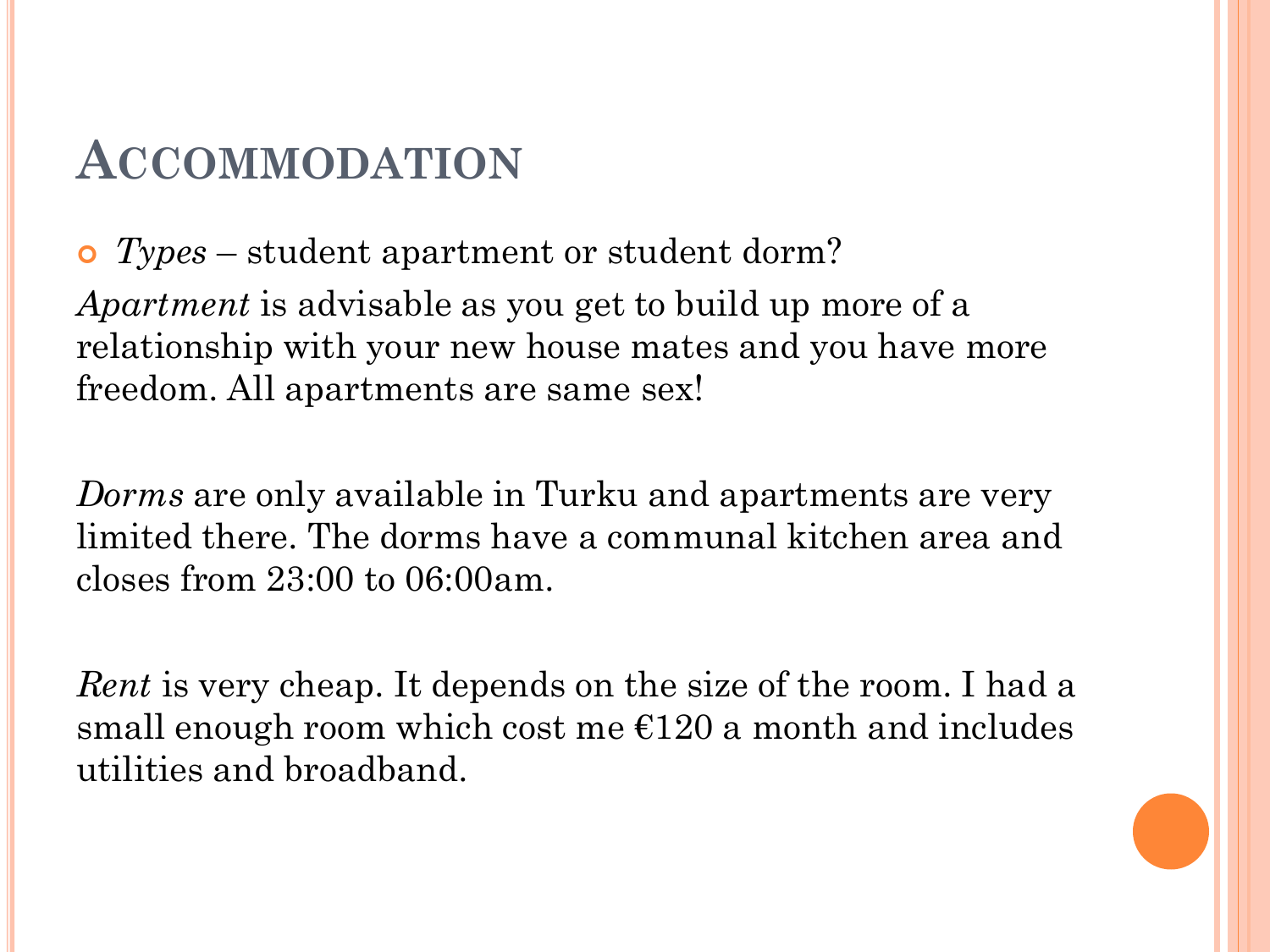# Accommodation

- *Types* – student apartment or student dorm?

*Apartment* is advisable as you get to build up more of a relationship with your new house mates and you have more freedom. All apartments are same sex!

*Dorms* are only available in Turku and apartments are very limited there. The dorms have a communal kitchen area and closes from 23:00 to 06:00am.

*Rent* is very cheap. It depends on the size of the room. I had a small enough room which cost me €120 a month and includes utilities and broadband.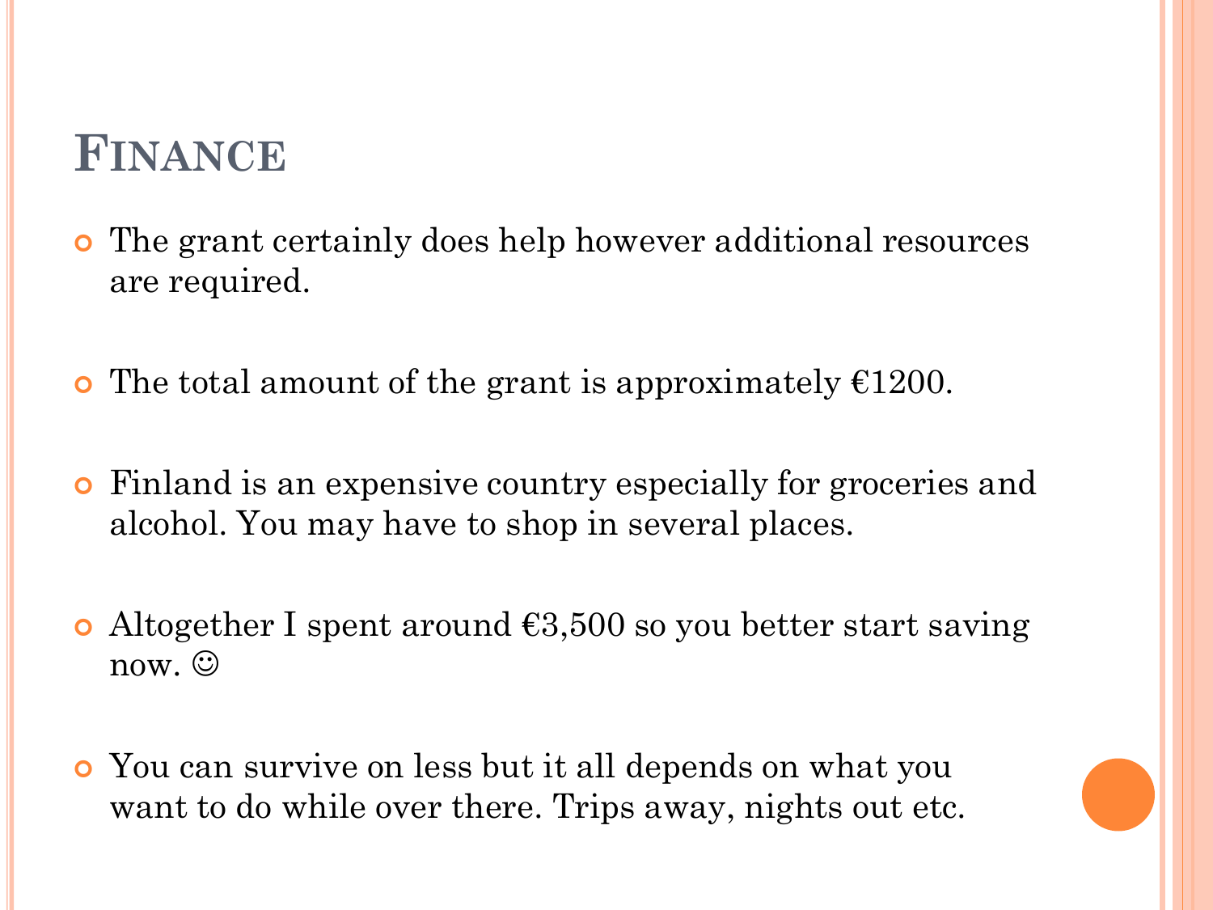# Finance

- The grant certainly does help however additional resources are required.
- The total amount of the grant is approximately €1200.
- Finland is an expensive country especially for groceries and alcohol. You may have to shop in several places.
- Altogether I spent around €3,500 so you better start saving now. ☺
- You can survive on less but it all depends on what you want to do while over there. Trips away, nights out etc.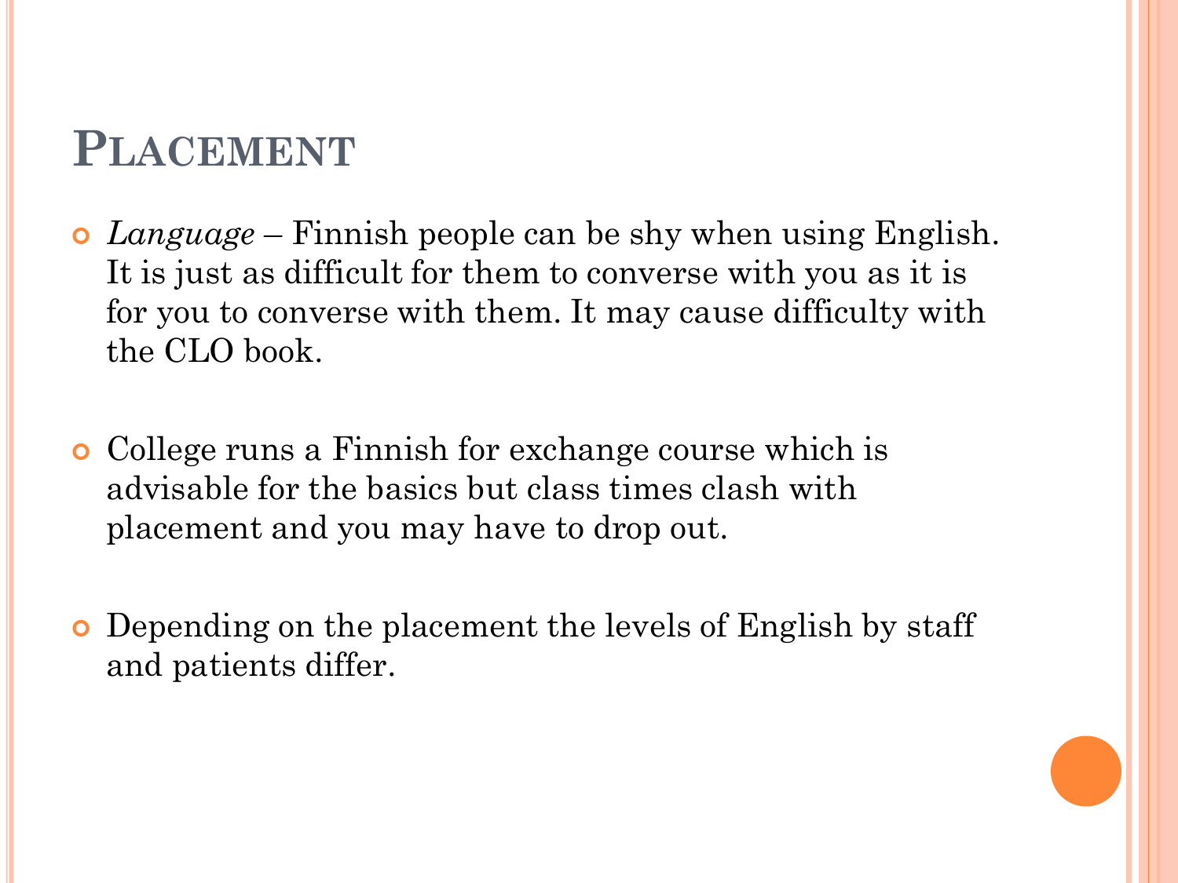# Placement

- *Language* – Finnish people can be shy when using English. It is just as difficult for them to converse with you as it is for you to converse with them. It may cause difficulty with the CLO book.

- College runs a Finnish for exchange course which is advisable for the basics but class times clash with placement and you may have to drop out.

- Depending on the placement the levels of English by staff and patients differ.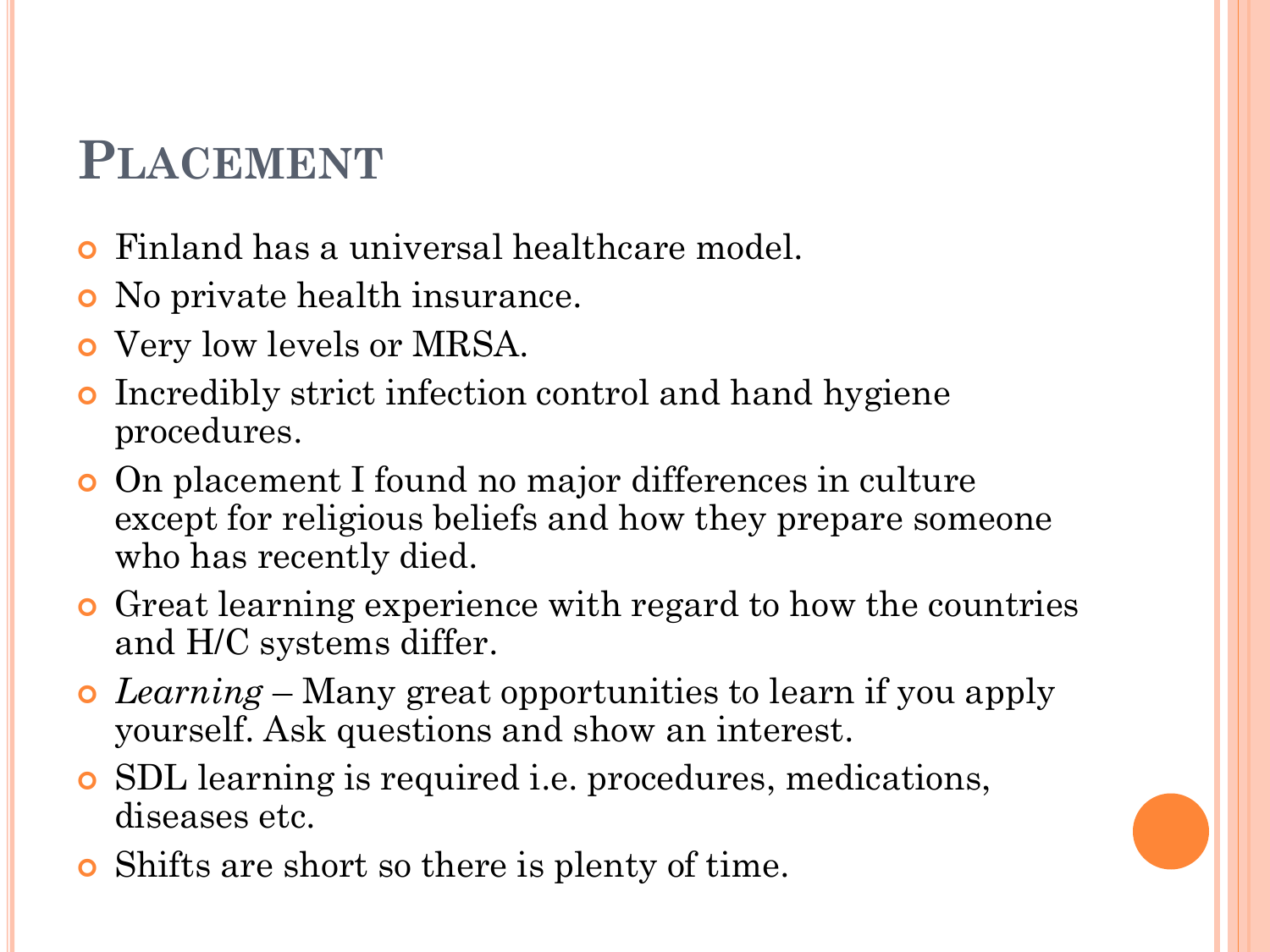# Placement

- Finland has a universal healthcare model.
- No private health insurance.
- Very low levels or MRSA.
- Incredibly strict infection control and hand hygiene procedures.
- On placement I found no major differences in culture except for religious beliefs and how they prepare someone who has recently died.
- Great learning experience with regard to how the countries and H/C systems differ.
- *Learning* – Many great opportunities to learn if you apply yourself. Ask questions and show an interest.
- SDL learning is required i.e. procedures, medications, diseases etc.
- Shifts are short so there is plenty of time.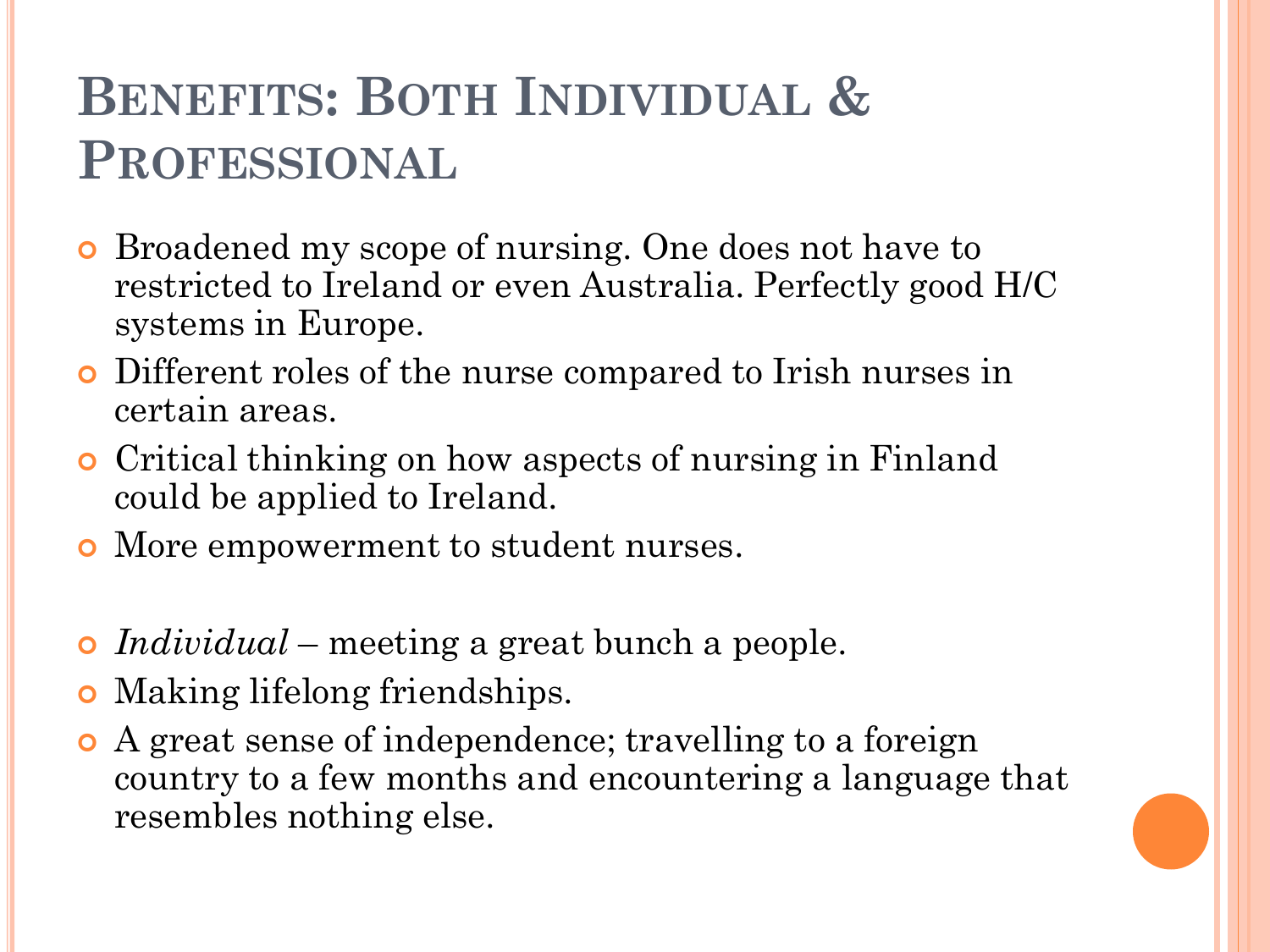# Benefits: Both Individual & Professional

- Broadened my scope of nursing. One does not have to restricted to Ireland or even Australia. Perfectly good H/C systems in Europe.
- Different roles of the nurse compared to Irish nurses in certain areas.
- Critical thinking on how aspects of nursing in Finland could be applied to Ireland.
- More empowerment to student nurses.

- *Individual* – meeting a great bunch a people.
- Making lifelong friendships.
- A great sense of independence; travelling to a foreign country to a few months and encountering a language that resembles nothing else.